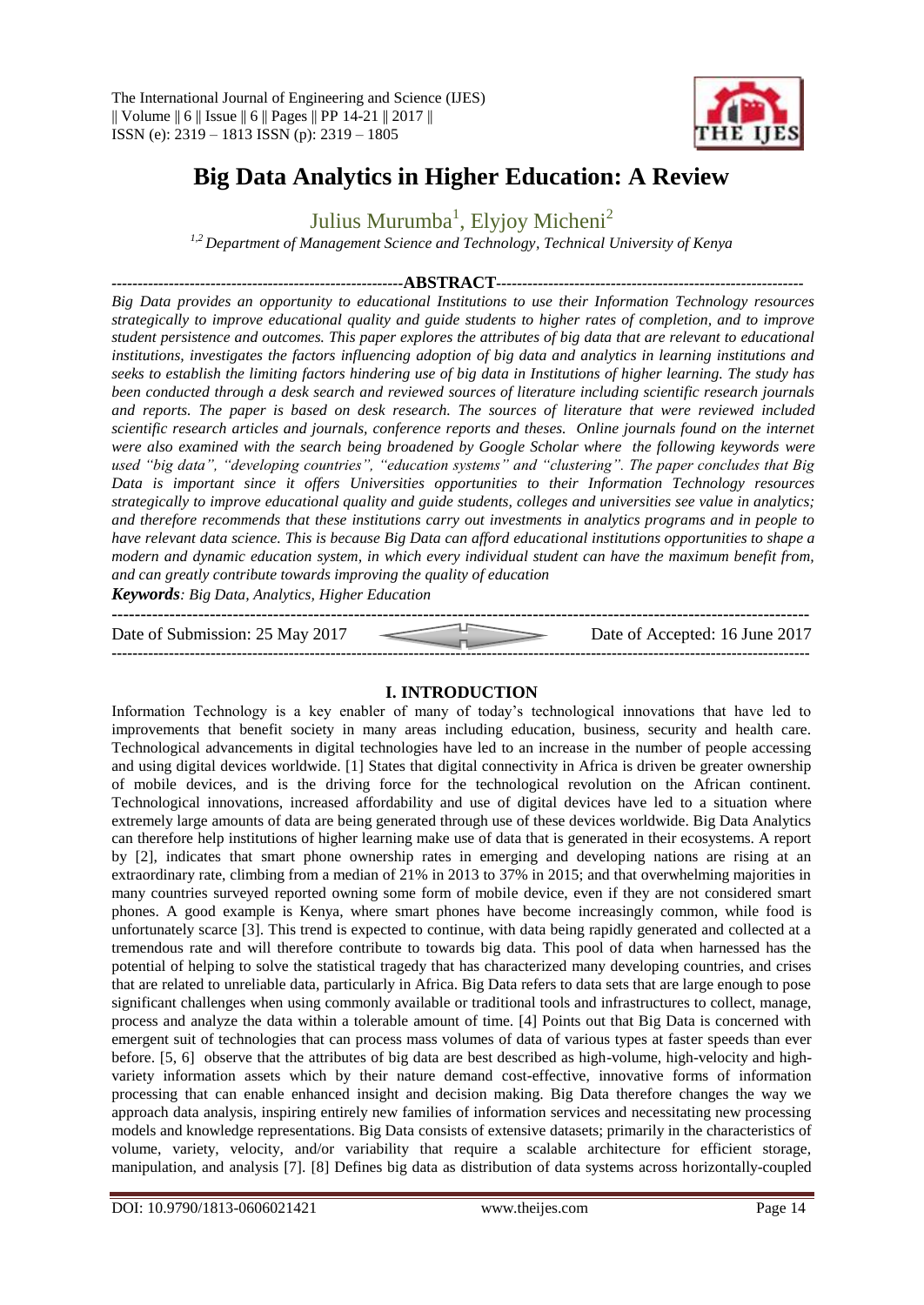# Big Data Analytics in Higher Education: A Review

Julius Murumba[1], Elyjoy Micheni[2]

*[1,2] Department of Management Science and Technology, Technical University of Kenya*

## ABSTRACT

*Big Data provides an opportunity to educational Institutions to use their Information Technology resources strategically to improve educational quality and guide students to higher rates of completion, and to improve student persistence and outcomes. This paper explores the attributes of big data that are relevant to educational institutions, investigates the factors influencing adoption of big data and analytics in learning institutions and seeks to establish the limiting factors hindering use of big data in Institutions of higher learning. The study has been conducted through a desk search and reviewed sources of literature including scientific research journals and reports. The paper is based on desk research. The sources of literature that were reviewed included scientific research articles and journals, conference reports and theses. Online journals found on the internet were also examined with the search being broadened by Google Scholar where the following keywords were used "big data", "developing countries", "education systems" and "clustering". The paper concludes that Big Data is important since it offers Universities opportunities to their Information Technology resources strategically to improve educational quality and guide students, colleges and universities see value in analytics; and therefore recommends that these institutions carry out investments in analytics programs and in people to have relevant data science. This is because Big Data can afford educational institutions opportunities to shape a modern and dynamic education system, in which every individual student can have the maximum benefit from, and can greatly contribute towards improving the quality of education*

***Keywords**: Big Data, Analytics, Higher Education*

Date of Submission: 25 May 2017 | Date of Accepted: 16 June 2017

## I. INTRODUCTION

Information Technology is a key enabler of many of today's technological innovations that have led to improvements that benefit society in many areas including education, business, security and health care. Technological advancements in digital technologies have led to an increase in the number of people accessing and using digital devices worldwide. [1] States that digital connectivity in Africa is driven be greater ownership of mobile devices, and is the driving force for the technological revolution on the African continent. Technological innovations, increased affordability and use of digital devices have led to a situation where extremely large amounts of data are being generated through use of these devices worldwide. Big Data Analytics can therefore help institutions of higher learning make use of data that is generated in their ecosystems. A report by [2], indicates that smart phone ownership rates in emerging and developing nations are rising at an extraordinary rate, climbing from a median of 21% in 2013 to 37% in 2015; and that overwhelming majorities in many countries surveyed reported owning some form of mobile device, even if they are not considered smart phones. A good example is Kenya, where smart phones have become increasingly common, while food is unfortunately scarce [3]. This trend is expected to continue, with data being rapidly generated and collected at a tremendous rate and will therefore contribute to towards big data. This pool of data when harnessed has the potential of helping to solve the statistical tragedy that has characterized many developing countries, and crises that are related to unreliable data, particularly in Africa. Big Data refers to data sets that are large enough to pose significant challenges when using commonly available or traditional tools and infrastructures to collect, manage, process and analyze the data within a tolerable amount of time. [4] Points out that Big Data is concerned with emergent suit of technologies that can process mass volumes of data of various types at faster speeds than ever before. [5, 6] observe that the attributes of big data are best described as high-volume, high-velocity and high-variety information assets which by their nature demand cost-effective, innovative forms of information processing that can enable enhanced insight and decision making. Big Data therefore changes the way we approach data analysis, inspiring entirely new families of information services and necessitating new processing models and knowledge representations. Big Data consists of extensive datasets; primarily in the characteristics of volume, variety, velocity, and/or variability that require a scalable architecture for efficient storage, manipulation, and analysis [7]. [8] Defines big data as distribution of data systems across horizontally-coupled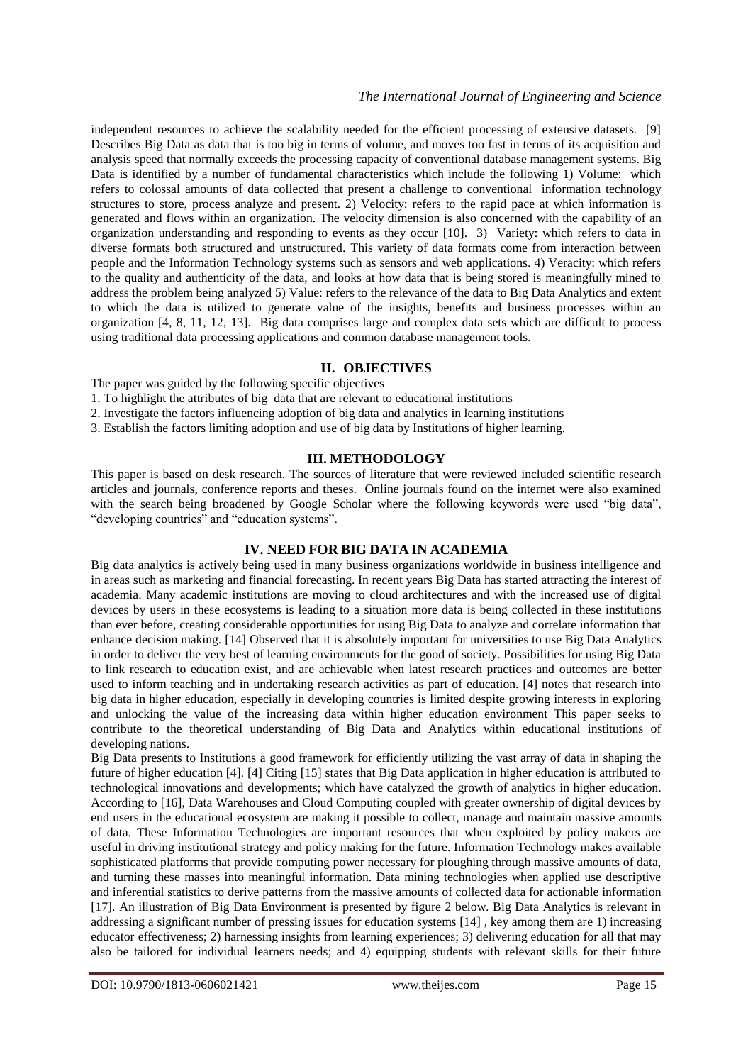independent resources to achieve the scalability needed for the efficient processing of extensive datasets. [9] Describes Big Data as data that is too big in terms of volume, and moves too fast in terms of its acquisition and analysis speed that normally exceeds the processing capacity of conventional database management systems. Big Data is identified by a number of fundamental characteristics which include the following 1) Volume: which refers to colossal amounts of data collected that present a challenge to conventional information technology structures to store, process analyze and present. 2) Velocity: refers to the rapid pace at which information is generated and flows within an organization. The velocity dimension is also concerned with the capability of an organization understanding and responding to events as they occur [10]. 3) Variety: which refers to data in diverse formats both structured and unstructured. This variety of data formats come from interaction between people and the Information Technology systems such as sensors and web applications. 4) Veracity: which refers to the quality and authenticity of the data, and looks at how data that is being stored is meaningfully mined to address the problem being analyzed 5) Value: refers to the relevance of the data to Big Data Analytics and extent to which the data is utilized to generate value of the insights, benefits and business processes within an organization [4, 8, 11, 12, 13]. Big data comprises large and complex data sets which are difficult to process using traditional data processing applications and common database management tools.

## II. OBJECTIVES

The paper was guided by the following specific objectives

1. To highlight the attributes of big data that are relevant to educational institutions
2. Investigate the factors influencing adoption of big data and analytics in learning institutions
3. Establish the factors limiting adoption and use of big data by Institutions of higher learning.

## III. METHODOLOGY

This paper is based on desk research. The sources of literature that were reviewed included scientific research articles and journals, conference reports and theses. Online journals found on the internet were also examined with the search being broadened by Google Scholar where the following keywords were used "big data", "developing countries" and "education systems".

## IV. NEED FOR BIG DATA IN ACADEMIA

Big data analytics is actively being used in many business organizations worldwide in business intelligence and in areas such as marketing and financial forecasting. In recent years Big Data has started attracting the interest of academia. Many academic institutions are moving to cloud architectures and with the increased use of digital devices by users in these ecosystems is leading to a situation more data is being collected in these institutions than ever before, creating considerable opportunities for using Big Data to analyze and correlate information that enhance decision making. [14] Observed that it is absolutely important for universities to use Big Data Analytics in order to deliver the very best of learning environments for the good of society. Possibilities for using Big Data to link research to education exist, and are achievable when latest research practices and outcomes are better used to inform teaching and in undertaking research activities as part of education. [4] notes that research into big data in higher education, especially in developing countries is limited despite growing interests in exploring and unlocking the value of the increasing data within higher education environment This paper seeks to contribute to the theoretical understanding of Big Data and Analytics within educational institutions of developing nations.

Big Data presents to Institutions a good framework for efficiently utilizing the vast array of data in shaping the future of higher education [4]. [4] Citing [15] states that Big Data application in higher education is attributed to technological innovations and developments; which have catalyzed the growth of analytics in higher education. According to [16], Data Warehouses and Cloud Computing coupled with greater ownership of digital devices by end users in the educational ecosystem are making it possible to collect, manage and maintain massive amounts of data. These Information Technologies are important resources that when exploited by policy makers are useful in driving institutional strategy and policy making for the future. Information Technology makes available sophisticated platforms that provide computing power necessary for ploughing through massive amounts of data, and turning these masses into meaningful information. Data mining technologies when applied use descriptive and inferential statistics to derive patterns from the massive amounts of collected data for actionable information [17]. An illustration of Big Data Environment is presented by figure 2 below. Big Data Analytics is relevant in addressing a significant number of pressing issues for education systems [14] , key among them are 1) increasing educator effectiveness; 2) harnessing insights from learning experiences; 3) delivering education for all that may also be tailored for individual learners needs; and 4) equipping students with relevant skills for their future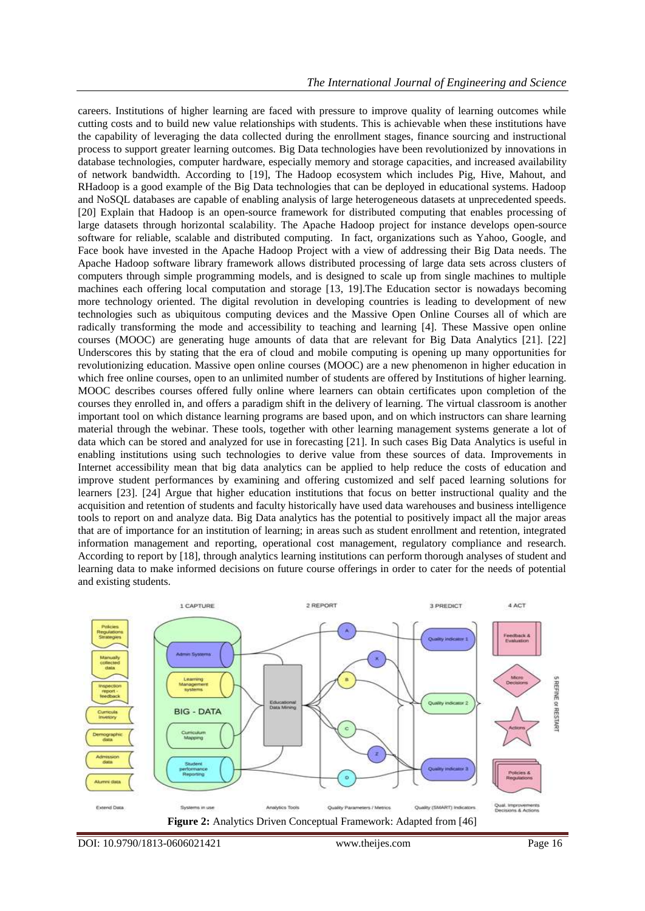careers. Institutions of higher learning are faced with pressure to improve quality of learning outcomes while cutting costs and to build new value relationships with students. This is achievable when these institutions have the capability of leveraging the data collected during the enrollment stages, finance sourcing and instructional process to support greater learning outcomes. Big Data technologies have been revolutionized by innovations in database technologies, computer hardware, especially memory and storage capacities, and increased availability of network bandwidth. According to [19], The Hadoop ecosystem which includes Pig, Hive, Mahout, and RHadoop is a good example of the Big Data technologies that can be deployed in educational systems. Hadoop and NoSQL databases are capable of enabling analysis of large heterogeneous datasets at unprecedented speeds. [20] Explain that Hadoop is an open-source framework for distributed computing that enables processing of large datasets through horizontal scalability. The Apache Hadoop project for instance develops open-source software for reliable, scalable and distributed computing. In fact, organizations such as Yahoo, Google, and Face book have invested in the Apache Hadoop Project with a view of addressing their Big Data needs. The Apache Hadoop software library framework allows distributed processing of large data sets across clusters of computers through simple programming models, and is designed to scale up from single machines to multiple machines each offering local computation and storage [13, 19].The Education sector is nowadays becoming more technology oriented. The digital revolution in developing countries is leading to development of new technologies such as ubiquitous computing devices and the Massive Open Online Courses all of which are radically transforming the mode and accessibility to teaching and learning [4]. These Massive open online courses (MOOC) are generating huge amounts of data that are relevant for Big Data Analytics [21]. [22] Underscores this by stating that the era of cloud and mobile computing is opening up many opportunities for revolutionizing education. Massive open online courses (MOOC) are a new phenomenon in higher education in which free online courses, open to an unlimited number of students are offered by Institutions of higher learning. MOOC describes courses offered fully online where learners can obtain certificates upon completion of the courses they enrolled in, and offers a paradigm shift in the delivery of learning. The virtual classroom is another important tool on which distance learning programs are based upon, and on which instructors can share learning material through the webinar. These tools, together with other learning management systems generate a lot of data which can be stored and analyzed for use in forecasting [21]. In such cases Big Data Analytics is useful in enabling institutions using such technologies to derive value from these sources of data. Improvements in Internet accessibility mean that big data analytics can be applied to help reduce the costs of education and improve student performances by examining and offering customized and self paced learning solutions for learners [23]. [24] Argue that higher education institutions that focus on better instructional quality and the acquisition and retention of students and faculty historically have used data warehouses and business intelligence tools to report on and analyze data. Big Data analytics has the potential to positively impact all the major areas that are of importance for an institution of learning; in areas such as student enrollment and retention, integrated information management and reporting, operational cost management, regulatory compliance and research. According to report by [18], through analytics learning institutions can perform thorough analyses of student and learning data to make informed decisions on future course offerings in order to cater for the needs of potential and existing students.

**Figure 2:** Analytics Driven Conceptual Framework: Adapted from [46]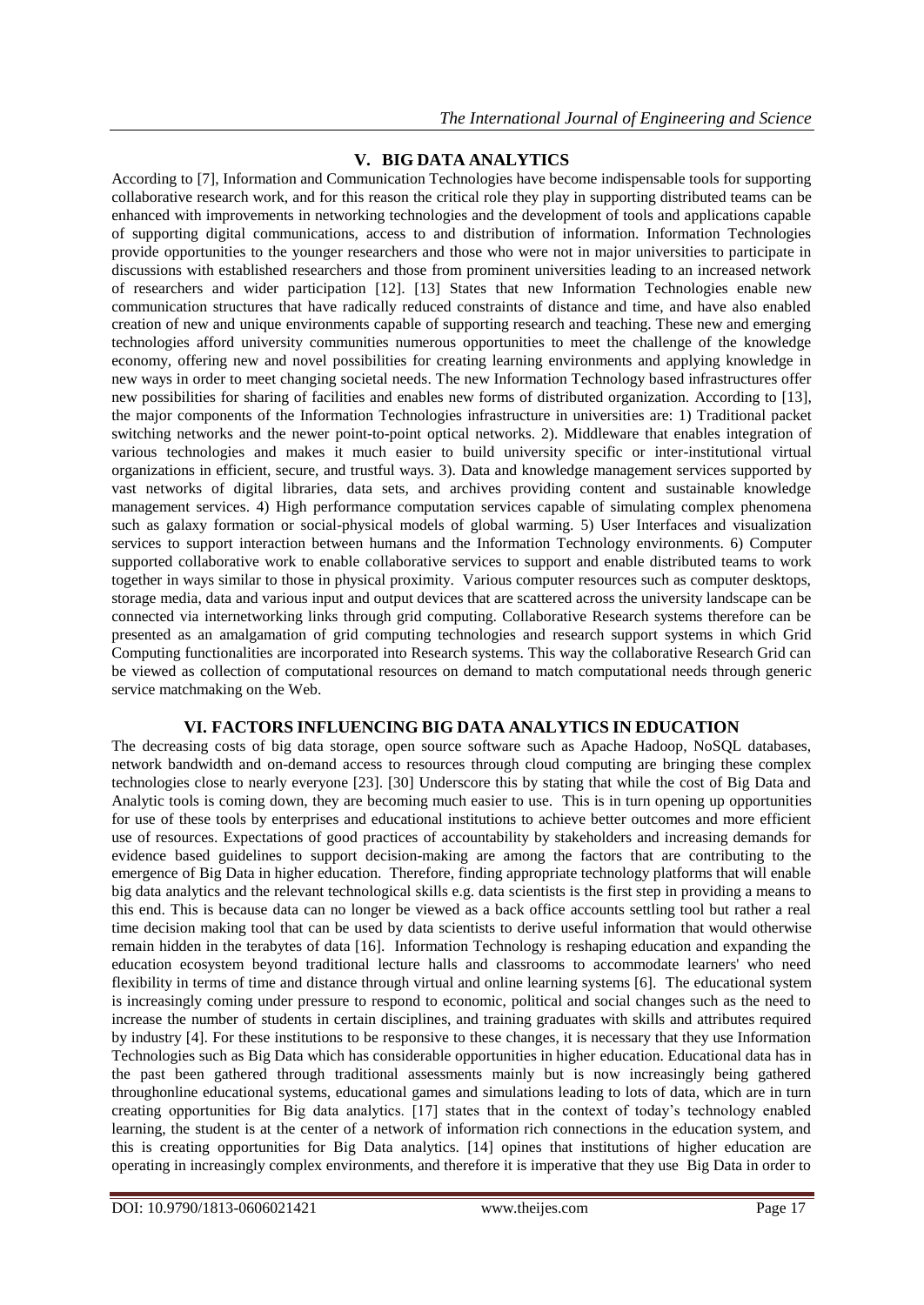## V. BIG DATA ANALYTICS

According to [7], Information and Communication Technologies have become indispensable tools for supporting collaborative research work, and for this reason the critical role they play in supporting distributed teams can be enhanced with improvements in networking technologies and the development of tools and applications capable of supporting digital communications, access to and distribution of information. Information Technologies provide opportunities to the younger researchers and those who were not in major universities to participate in discussions with established researchers and those from prominent universities leading to an increased network of researchers and wider participation [12]. [13] States that new Information Technologies enable new communication structures that have radically reduced constraints of distance and time, and have also enabled creation of new and unique environments capable of supporting research and teaching. These new and emerging technologies afford university communities numerous opportunities to meet the challenge of the knowledge economy, offering new and novel possibilities for creating learning environments and applying knowledge in new ways in order to meet changing societal needs. The new Information Technology based infrastructures offer new possibilities for sharing of facilities and enables new forms of distributed organization. According to [13], the major components of the Information Technologies infrastructure in universities are: 1) Traditional packet switching networks and the newer point-to-point optical networks. 2). Middleware that enables integration of various technologies and makes it much easier to build university specific or inter-institutional virtual organizations in efficient, secure, and trustful ways. 3). Data and knowledge management services supported by vast networks of digital libraries, data sets, and archives providing content and sustainable knowledge management services. 4) High performance computation services capable of simulating complex phenomena such as galaxy formation or social-physical models of global warming. 5) User Interfaces and visualization services to support interaction between humans and the Information Technology environments. 6) Computer supported collaborative work to enable collaborative services to support and enable distributed teams to work together in ways similar to those in physical proximity. Various computer resources such as computer desktops, storage media, data and various input and output devices that are scattered across the university landscape can be connected via internetworking links through grid computing. Collaborative Research systems therefore can be presented as an amalgamation of grid computing technologies and research support systems in which Grid Computing functionalities are incorporated into Research systems. This way the collaborative Research Grid can be viewed as collection of computational resources on demand to match computational needs through generic service matchmaking on the Web.

## VI. FACTORS INFLUENCING BIG DATA ANALYTICS IN EDUCATION

The decreasing costs of big data storage, open source software such as Apache Hadoop, NoSQL databases, network bandwidth and on-demand access to resources through cloud computing are bringing these complex technologies close to nearly everyone [23]. [30] Underscore this by stating that while the cost of Big Data and Analytic tools is coming down, they are becoming much easier to use. This is in turn opening up opportunities for use of these tools by enterprises and educational institutions to achieve better outcomes and more efficient use of resources. Expectations of good practices of accountability by stakeholders and increasing demands for evidence based guidelines to support decision-making are among the factors that are contributing to the emergence of Big Data in higher education. Therefore, finding appropriate technology platforms that will enable big data analytics and the relevant technological skills e.g. data scientists is the first step in providing a means to this end. This is because data can no longer be viewed as a back office accounts settling tool but rather a real time decision making tool that can be used by data scientists to derive useful information that would otherwise remain hidden in the terabytes of data [16]. Information Technology is reshaping education and expanding the education ecosystem beyond traditional lecture halls and classrooms to accommodate learners' who need flexibility in terms of time and distance through virtual and online learning systems [6]. The educational system is increasingly coming under pressure to respond to economic, political and social changes such as the need to increase the number of students in certain disciplines, and training graduates with skills and attributes required by industry [4]. For these institutions to be responsive to these changes, it is necessary that they use Information Technologies such as Big Data which has considerable opportunities in higher education. Educational data has in the past been gathered through traditional assessments mainly but is now increasingly being gathered throughonline educational systems, educational games and simulations leading to lots of data, which are in turn creating opportunities for Big data analytics. [17] states that in the context of today's technology enabled learning, the student is at the center of a network of information rich connections in the education system, and this is creating opportunities for Big Data analytics. [14] opines that institutions of higher education are operating in increasingly complex environments, and therefore it is imperative that they use Big Data in order to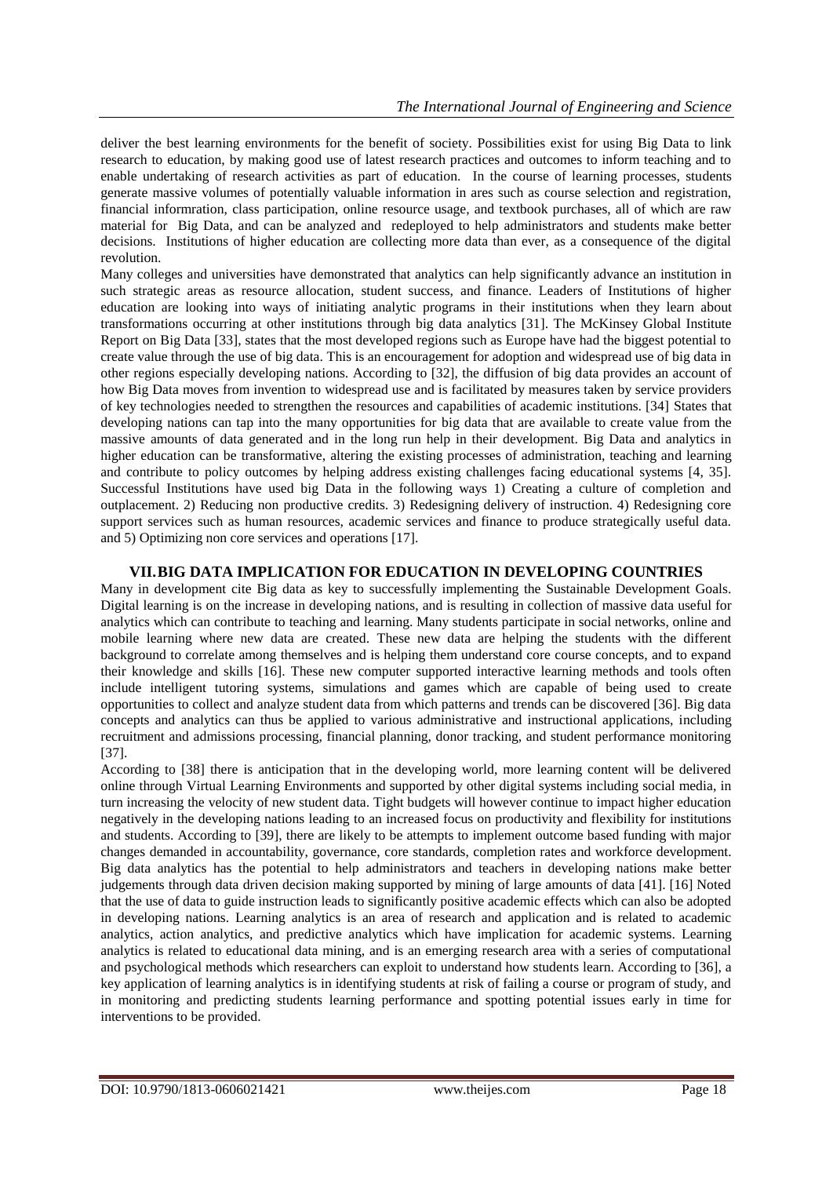deliver the best learning environments for the benefit of society. Possibilities exist for using Big Data to link research to education, by making good use of latest research practices and outcomes to inform teaching and to enable undertaking of research activities as part of education. In the course of learning processes, students generate massive volumes of potentially valuable information in ares such as course selection and registration, financial informration, class participation, online resource usage, and textbook purchases, all of which are raw material for Big Data, and can be analyzed and redeployed to help administrators and students make better decisions. Institutions of higher education are collecting more data than ever, as a consequence of the digital revolution.

Many colleges and universities have demonstrated that analytics can help significantly advance an institution in such strategic areas as resource allocation, student success, and finance. Leaders of Institutions of higher education are looking into ways of initiating analytic programs in their institutions when they learn about transformations occurring at other institutions through big data analytics [31]. The McKinsey Global Institute Report on Big Data [33], states that the most developed regions such as Europe have had the biggest potential to create value through the use of big data. This is an encouragement for adoption and widespread use of big data in other regions especially developing nations. According to [32], the diffusion of big data provides an account of how Big Data moves from invention to widespread use and is facilitated by measures taken by service providers of key technologies needed to strengthen the resources and capabilities of academic institutions. [34] States that developing nations can tap into the many opportunities for big data that are available to create value from the massive amounts of data generated and in the long run help in their development. Big Data and analytics in higher education can be transformative, altering the existing processes of administration, teaching and learning and contribute to policy outcomes by helping address existing challenges facing educational systems [4, 35]. Successful Institutions have used big Data in the following ways 1) Creating a culture of completion and outplacement. 2) Reducing non productive credits. 3) Redesigning delivery of instruction. 4) Redesigning core support services such as human resources, academic services and finance to produce strategically useful data. and 5) Optimizing non core services and operations [17].

## VII. BIG DATA IMPLICATION FOR EDUCATION IN DEVELOPING COUNTRIES

Many in development cite Big data as key to successfully implementing the Sustainable Development Goals. Digital learning is on the increase in developing nations, and is resulting in collection of massive data useful for analytics which can contribute to teaching and learning. Many students participate in social networks, online and mobile learning where new data are created. These new data are helping the students with the different background to correlate among themselves and is helping them understand core course concepts, and to expand their knowledge and skills [16]. These new computer supported interactive learning methods and tools often include intelligent tutoring systems, simulations and games which are capable of being used to create opportunities to collect and analyze student data from which patterns and trends can be discovered [36]. Big data concepts and analytics can thus be applied to various administrative and instructional applications, including recruitment and admissions processing, financial planning, donor tracking, and student performance monitoring [37].

According to [38] there is anticipation that in the developing world, more learning content will be delivered online through Virtual Learning Environments and supported by other digital systems including social media, in turn increasing the velocity of new student data. Tight budgets will however continue to impact higher education negatively in the developing nations leading to an increased focus on productivity and flexibility for institutions and students. According to [39], there are likely to be attempts to implement outcome based funding with major changes demanded in accountability, governance, core standards, completion rates and workforce development. Big data analytics has the potential to help administrators and teachers in developing nations make better judgements through data driven decision making supported by mining of large amounts of data [41]. [16] Noted that the use of data to guide instruction leads to significantly positive academic effects which can also be adopted in developing nations. Learning analytics is an area of research and application and is related to academic analytics, action analytics, and predictive analytics which have implication for academic systems. Learning analytics is related to educational data mining, and is an emerging research area with a series of computational and psychological methods which researchers can exploit to understand how students learn. According to [36], a key application of learning analytics is in identifying students at risk of failing a course or program of study, and in monitoring and predicting students learning performance and spotting potential issues early in time for interventions to be provided.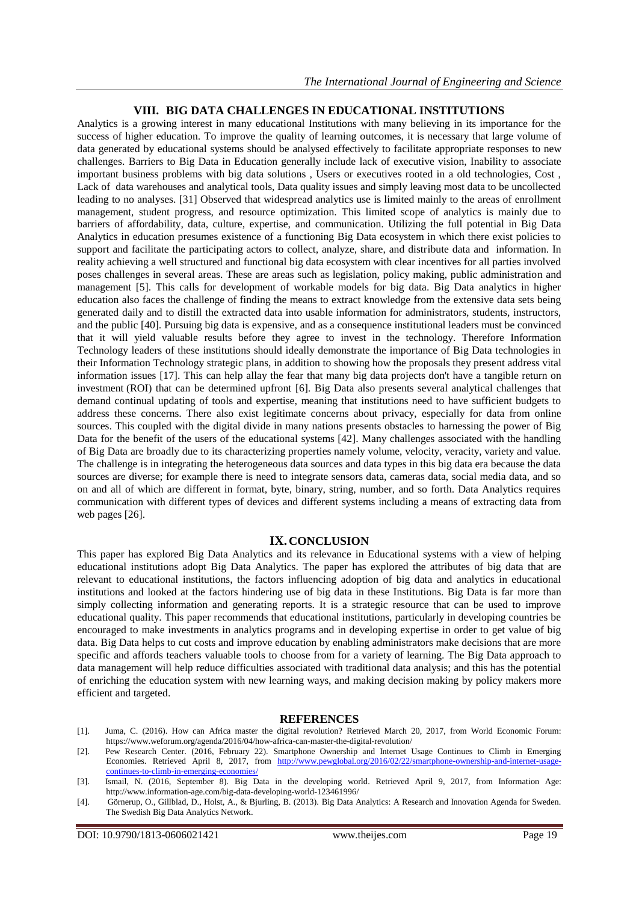## VIII. BIG DATA CHALLENGES IN EDUCATIONAL INSTITUTIONS

Analytics is a growing interest in many educational Institutions with many believing in its importance for the success of higher education. To improve the quality of learning outcomes, it is necessary that large volume of data generated by educational systems should be analysed effectively to facilitate appropriate responses to new challenges. Barriers to Big Data in Education generally include lack of executive vision, Inability to associate important business problems with big data solutions , Users or executives rooted in a old technologies, Cost , Lack of data warehouses and analytical tools, Data quality issues and simply leaving most data to be uncollected leading to no analyses. [31] Observed that widespread analytics use is limited mainly to the areas of enrollment management, student progress, and resource optimization. This limited scope of analytics is mainly due to barriers of affordability, data, culture, expertise, and communication. Utilizing the full potential in Big Data Analytics in education presumes existence of a functioning Big Data ecosystem in which there exist policies to support and facilitate the participating actors to collect, analyze, share, and distribute data and information. In reality achieving a well structured and functional big data ecosystem with clear incentives for all parties involved poses challenges in several areas. These are areas such as legislation, policy making, public administration and management [5]. This calls for development of workable models for big data. Big Data analytics in higher education also faces the challenge of finding the means to extract knowledge from the extensive data sets being generated daily and to distill the extracted data into usable information for administrators, students, instructors, and the public [40]. Pursuing big data is expensive, and as a consequence institutional leaders must be convinced that it will yield valuable results before they agree to invest in the technology. Therefore Information Technology leaders of these institutions should ideally demonstrate the importance of Big Data technologies in their Information Technology strategic plans, in addition to showing how the proposals they present address vital information issues [17]. This can help allay the fear that many big data projects don't have a tangible return on investment (ROI) that can be determined upfront [6]. Big Data also presents several analytical challenges that demand continual updating of tools and expertise, meaning that institutions need to have sufficient budgets to address these concerns. There also exist legitimate concerns about privacy, especially for data from online sources. This coupled with the digital divide in many nations presents obstacles to harnessing the power of Big Data for the benefit of the users of the educational systems [42]. Many challenges associated with the handling of Big Data are broadly due to its characterizing properties namely volume, velocity, veracity, variety and value. The challenge is in integrating the heterogeneous data sources and data types in this big data era because the data sources are diverse; for example there is need to integrate sensors data, cameras data, social media data, and so on and all of which are different in format, byte, binary, string, number, and so forth. Data Analytics requires communication with different types of devices and different systems including a means of extracting data from web pages [26].

## IX. CONCLUSION

This paper has explored Big Data Analytics and its relevance in Educational systems with a view of helping educational institutions adopt Big Data Analytics. The paper has explored the attributes of big data that are relevant to educational institutions, the factors influencing adoption of big data and analytics in educational institutions and looked at the factors hindering use of big data in these Institutions. Big Data is far more than simply collecting information and generating reports. It is a strategic resource that can be used to improve educational quality. This paper recommends that educational institutions, particularly in developing countries be encouraged to make investments in analytics programs and in developing expertise in order to get value of big data. Big Data helps to cut costs and improve education by enabling administrators make decisions that are more specific and affords teachers valuable tools to choose from for a variety of learning. The Big Data approach to data management will help reduce difficulties associated with traditional data analysis; and this has the potential of enriching the education system with new learning ways, and making decision making by policy makers more efficient and targeted.

## REFERENCES

[1]. Juma, C. (2016). How can Africa master the digital revolution? Retrieved March 20, 2017, from World Economic Forum: https://www.weforum.org/agenda/2016/04/how-africa-can-master-the-digital-revolution/

[2]. Pew Research Center. (2016, February 22). Smartphone Ownership and Internet Usage Continues to Climb in Emerging Economies. Retrieved April 8, 2017, from http://www.pewglobal.org/2016/02/22/smartphone-ownership-and-internet-usage-continues-to-climb-in-emerging-economies/

[3]. Ismail, N. (2016, September 8). Big Data in the developing world. Retrieved April 9, 2017, from Information Age: http://www.information-age.com/big-data-developing-world-123461996/

[4]. Görnerup, O., Gillblad, D., Holst, A., & Bjurling, B. (2013). Big Data Analytics: A Research and Innovation Agenda for Sweden. The Swedish Big Data Analytics Network.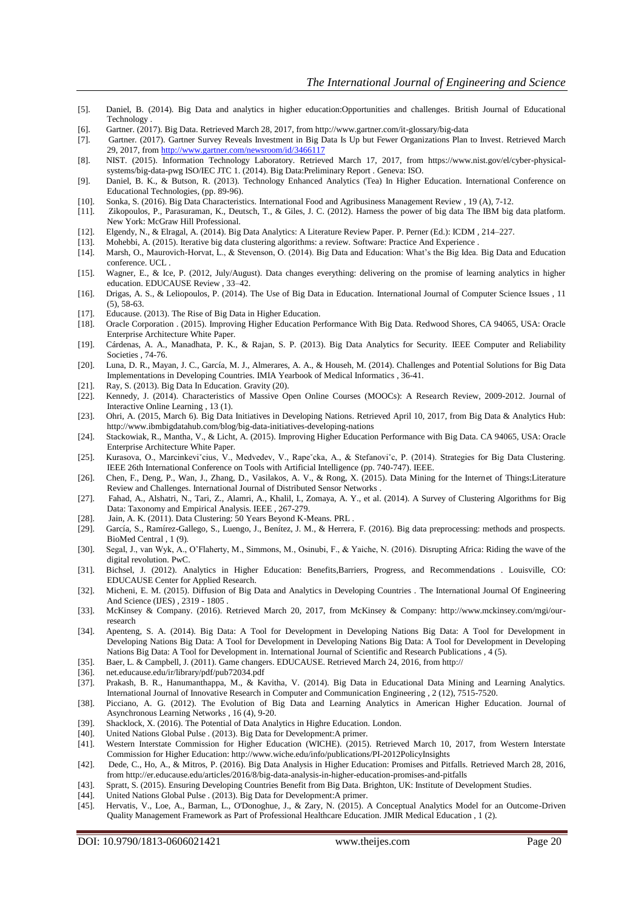[5]. Daniel, B. (2014). Big Data and analytics in higher education:Opportunities and challenges. British Journal of Educational Technology .

[6]. Gartner. (2017). Big Data. Retrieved March 28, 2017, from http://www.gartner.com/it-glossary/big-data

[7]. Gartner. (2017). Gartner Survey Reveals Investment in Big Data Is Up but Fewer Organizations Plan to Invest. Retrieved March 29, 2017, from http://www.gartner.com/newsroom/id/3466117

[8]. NIST. (2015). Information Technology Laboratory. Retrieved March 17, 2017, from https://www.nist.gov/el/cyber-physical-systems/big-data-pwg ISO/IEC JTC 1. (2014). Big Data:Preliminary Report . Geneva: ISO.

[9]. Daniel, B. K., & Butson, R. (2013). Technology Enhanced Analytics (Tea) In Higher Education. International Conference on Educational Technologies, (pp. 89-96).

[10]. Sonka, S. (2016). Big Data Characteristics. International Food and Agribusiness Management Review , 19 (A), 7-12.

[11]. Zikopoulos, P., Parasuraman, K., Deutsch, T., & Giles, J. C. (2012). Harness the power of big data The IBM big data platform. New York: McGraw Hill Professional.

[12]. Elgendy, N., & Elragal, A. (2014). Big Data Analytics: A Literature Review Paper. P. Perner (Ed.): ICDM , 214–227.

[13]. Mohebbi, A. (2015). Iterative big data clustering algorithms: a review. Software: Practice And Experience .

[14]. Marsh, O., Maurovich-Horvat, L., & Stevenson, O. (2014). Big Data and Education: What's the Big Idea. Big Data and Education conference. UCL .

[15]. Wagner, E., & Ice, P. (2012, July/August). Data changes everything: delivering on the promise of learning analytics in higher education. EDUCAUSE Review , 33–42.

[16]. Drigas, A. S., & Leliopoulos, P. (2014). The Use of Big Data in Education. International Journal of Computer Science Issues , 11 (5), 58-63.

[17]. Educause. (2013). The Rise of Big Data in Higher Education.

[18]. Oracle Corporation . (2015). Improving Higher Education Performance With Big Data. Redwood Shores, CA 94065, USA: Oracle Enterprise Architecture White Paper.

[19]. Cárdenas, A. A., Manadhata, P. K., & Rajan, S. P. (2013). Big Data Analytics for Security. IEEE Computer and Reliability Societies , 74-76.

[20]. Luna, D. R., Mayan, J. C., García, M. J., Almerares, A. A., & Househ, M. (2014). Challenges and Potential Solutions for Big Data Implementations in Developing Countries. IMIA Yearbook of Medical Informatics , 36-41.

[21]. Ray, S. (2013). Big Data In Education. Gravity (20).

[22]. Kennedy, J. (2014). Characteristics of Massive Open Online Courses (MOOCs): A Research Review, 2009-2012. Journal of Interactive Online Learning , 13 (1).

[23]. Ohri, A. (2015, March 6). Big Data Initiatives in Developing Nations. Retrieved April 10, 2017, from Big Data & Analytics Hub: http://www.ibmbigdatahub.com/blog/big-data-initiatives-developing-nations

[24]. Stackowiak, R., Mantha, V., & Licht, A. (2015). Improving Higher Education Performance with Big Data. CA 94065, USA: Oracle Enterprise Architecture White Paper.

[25]. Kurasova, O., Marcinkeviˇcius, V., Medvedev, V., Rapeˇcka, A., & Stefanoviˇc, P. (2014). Strategies for Big Data Clustering. IEEE 26th International Conference on Tools with Artificial Intelligence (pp. 740-747). IEEE.

[26]. Chen, F., Deng, P., Wan, J., Zhang, D., Vasilakos, A. V., & Rong, X. (2015). Data Mining for the Internet of Things:Literature Review and Challenges. International Journal of Distributed Sensor Networks .

[27]. Fahad, A., Alshatri, N., Tari, Z., Alamri, A., Khalil, I., Zomaya, A. Y., et al. (2014). A Survey of Clustering Algorithms for Big Data: Taxonomy and Empirical Analysis. IEEE , 267-279.

[28]. Jain, A. K. (2011). Data Clustering: 50 Years Beyond K-Means. PRL .

[29]. García, S., Ramírez-Gallego, S., Luengo, J., Benítez, J. M., & Herrera, F. (2016). Big data preprocessing: methods and prospects. BioMed Central , 1 (9).

[30]. Segal, J., van Wyk, A., O'Flaherty, M., Simmons, M., Osinubi, F., & Yaiche, N. (2016). Disrupting Africa: Riding the wave of the digital revolution. PwC.

[31]. Bichsel, J. (2012). Analytics in Higher Education: Benefits,Barriers, Progress, and Recommendations . Louisville, CO: EDUCAUSE Center for Applied Research.

[32]. Micheni, E. M. (2015). Diffusion of Big Data and Analytics in Developing Countries . The International Journal Of Engineering And Science (IJES) , 2319 - 1805 .

[33]. McKinsey & Company. (2016). Retrieved March 20, 2017, from McKinsey & Company: http://www.mckinsey.com/mgi/our-research

[34]. Apenteng, S. A. (2014). Big Data: A Tool for Development in Developing Nations Big Data: A Tool for Development in Developing Nations Big Data: A Tool for Development in Developing Nations Big Data: A Tool for Development in Developing Nations Big Data: A Tool for Development in. International Journal of Scientific and Research Publications , 4 (5).

[35]. Baer, L. & Campbell, J. (2011). Game changers. EDUCAUSE. Retrieved March 24, 2016, from http://

[36]. net.educause.edu/ir/library/pdf/pub72034.pdf

[37]. Prakash, B. R., Hanumanthappa, M., & Kavitha, V. (2014). Big Data in Educational Data Mining and Learning Analytics. International Journal of Innovative Research in Computer and Communication Engineering , 2 (12), 7515-7520.

[38]. Picciano, A. G. (2012). The Evolution of Big Data and Learning Analytics in American Higher Education. Journal of Asynchronous Learning Networks , 16 (4), 9-20.

[39]. Shacklock, X. (2016). The Potential of Data Analytics in Highre Education. London.

[40]. United Nations Global Pulse . (2013). Big Data for Development:A primer.

[41]. Western Interstate Commission for Higher Education (WICHE). (2015). Retrieved March 10, 2017, from Western Interstate Commission for Higher Education: http://www.wiche.edu/info/publications/PI-2012PolicyInsights

[42]. Dede, C., Ho, A., & Mitros, P. (2016). Big Data Analysis in Higher Education: Promises and Pitfalls. Retrieved March 28, 2016, from http://er.educause.edu/articles/2016/8/big-data-analysis-in-higher-education-promises-and-pitfalls

[43]. Spratt, S. (2015). Ensuring Developing Countries Benefit from Big Data. Brighton, UK: Institute of Development Studies.

[44]. United Nations Global Pulse . (2013). Big Data for Development:A primer.

[45]. Hervatis, V., Loe, A., Barman, L., O'Donoghue, J., & Zary, N. (2015). A Conceptual Analytics Model for an Outcome-Driven Quality Management Framework as Part of Professional Healthcare Education. JMIR Medical Education , 1 (2).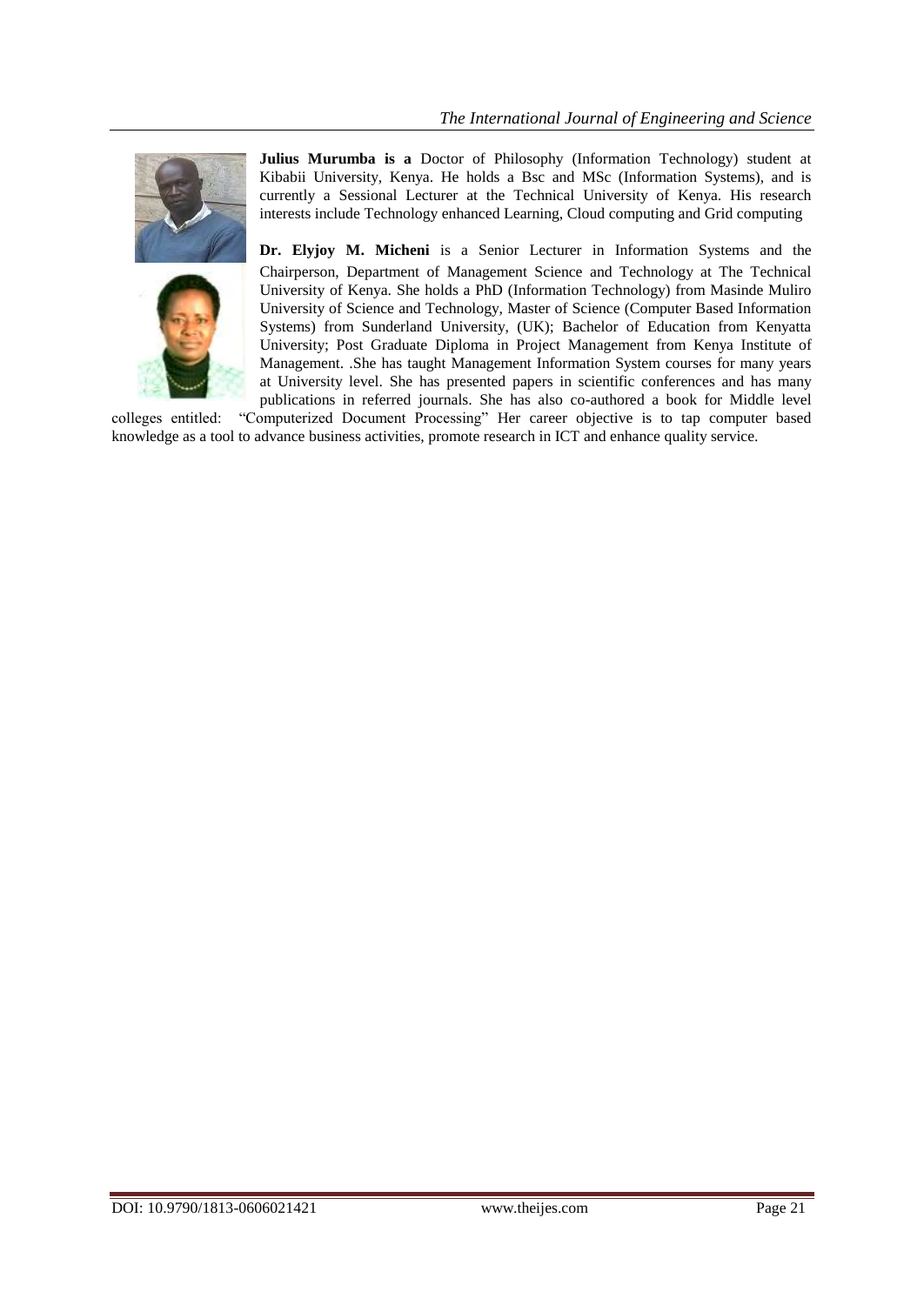**Julius Murumba is a** Doctor of Philosophy (Information Technology) student at Kibabii University, Kenya. He holds a Bsc and MSc (Information Systems), and is currently a Sessional Lecturer at the Technical University of Kenya. His research interests include Technology enhanced Learning, Cloud computing and Grid computing

**Dr. Elyjoy M. Micheni** is a Senior Lecturer in Information Systems and the Chairperson, Department of Management Science and Technology at The Technical University of Kenya. She holds a PhD (Information Technology) from Masinde Muliro University of Science and Technology, Master of Science (Computer Based Information Systems) from Sunderland University, (UK); Bachelor of Education from Kenyatta University; Post Graduate Diploma in Project Management from Kenya Institute of Management. .She has taught Management Information System courses for many years at University level. She has presented papers in scientific conferences and has many publications in referred journals. She has also co-authored a book for Middle level colleges entitled: "Computerized Document Processing" Her career objective is to tap computer based knowledge as a tool to advance business activities, promote research in ICT and enhance quality service.